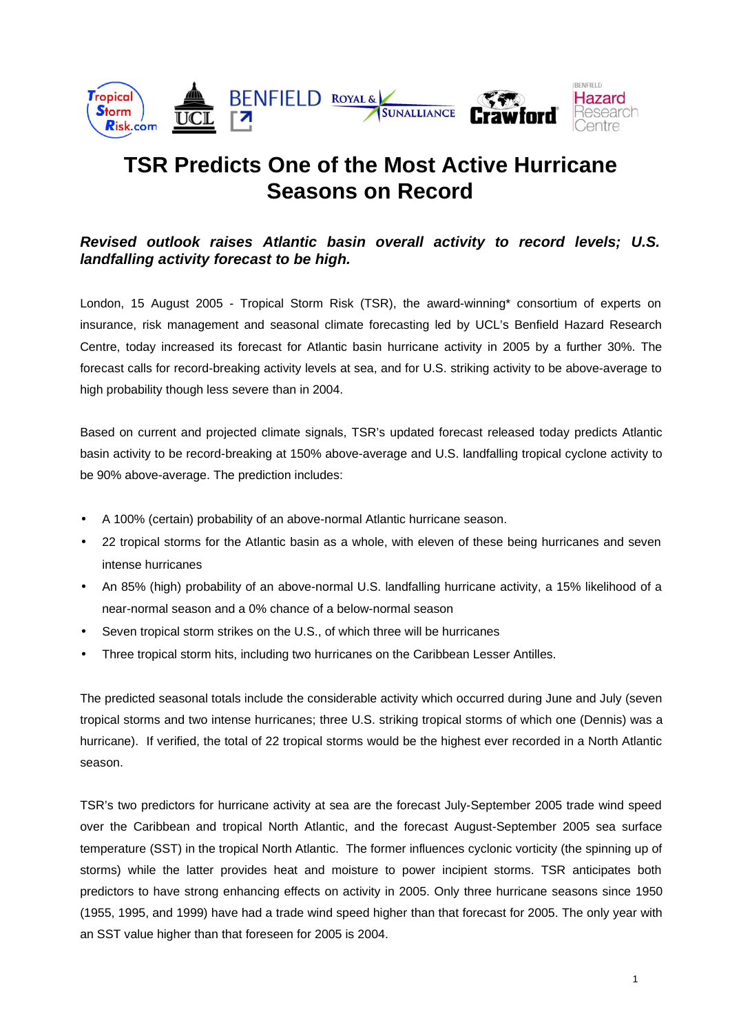# TSR Predicts One of the Most Active Hurricane Seasons on Record

***Revised outlook raises Atlantic basin overall activity to record levels; U.S. landfalling activity forecast to be high.***

London, 15 August 2005 - Tropical Storm Risk (TSR), the award-winning* consortium of experts on insurance, risk management and seasonal climate forecasting led by UCL's Benfield Hazard Research Centre, today increased its forecast for Atlantic basin hurricane activity in 2005 by a further 30%. The forecast calls for record-breaking activity levels at sea, and for U.S. striking activity to be above-average to high probability though less severe than in 2004.

Based on current and projected climate signals, TSR's updated forecast released today predicts Atlantic basin activity to be record-breaking at 150% above-average and U.S. landfalling tropical cyclone activity to be 90% above-average. The prediction includes:

- A 100% (certain) probability of an above-normal Atlantic hurricane season.
- 22 tropical storms for the Atlantic basin as a whole, with eleven of these being hurricanes and seven intense hurricanes
- An 85% (high) probability of an above-normal U.S. landfalling hurricane activity, a 15% likelihood of a near-normal season and a 0% chance of a below-normal season
- Seven tropical storm strikes on the U.S., of which three will be hurricanes
- Three tropical storm hits, including two hurricanes on the Caribbean Lesser Antilles.

The predicted seasonal totals include the considerable activity which occurred during June and July (seven tropical storms and two intense hurricanes; three U.S. striking tropical storms of which one (Dennis) was a hurricane). If verified, the total of 22 tropical storms would be the highest ever recorded in a North Atlantic season.

TSR's two predictors for hurricane activity at sea are the forecast July-September 2005 trade wind speed over the Caribbean and tropical North Atlantic, and the forecast August-September 2005 sea surface temperature (SST) in the tropical North Atlantic. The former influences cyclonic vorticity (the spinning up of storms) while the latter provides heat and moisture to power incipient storms. TSR anticipates both predictors to have strong enhancing effects on activity in 2005. Only three hurricane seasons since 1950 (1955, 1995, and 1999) have had a trade wind speed higher than that forecast for 2005. The only year with an SST value higher than that foreseen for 2005 is 2004.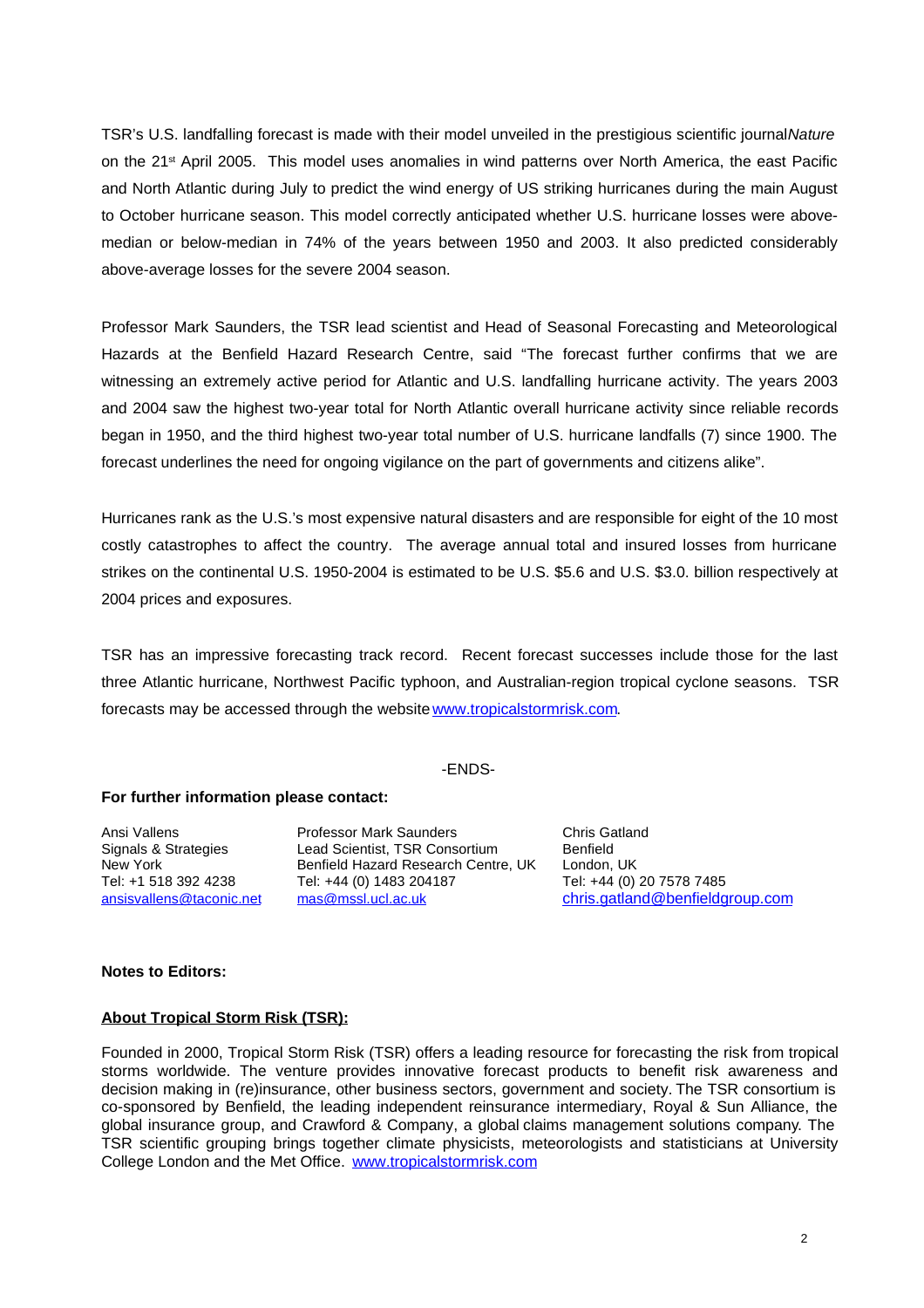TSR's U.S. landfalling forecast is made with their model unveiled in the prestigious scientific journal *Nature* on the 21st April 2005. This model uses anomalies in wind patterns over North America, the east Pacific and North Atlantic during July to predict the wind energy of US striking hurricanes during the main August to October hurricane season. This model correctly anticipated whether U.S. hurricane losses were above-median or below-median in 74% of the years between 1950 and 2003. It also predicted considerably above-average losses for the severe 2004 season.

Professor Mark Saunders, the TSR lead scientist and Head of Seasonal Forecasting and Meteorological Hazards at the Benfield Hazard Research Centre, said "The forecast further confirms that we are witnessing an extremely active period for Atlantic and U.S. landfalling hurricane activity. The years 2003 and 2004 saw the highest two-year total for North Atlantic overall hurricane activity since reliable records began in 1950, and the third highest two-year total number of U.S. hurricane landfalls (7) since 1900. The forecast underlines the need for ongoing vigilance on the part of governments and citizens alike".

Hurricanes rank as the U.S.'s most expensive natural disasters and are responsible for eight of the 10 most costly catastrophes to affect the country. The average annual total and insured losses from hurricane strikes on the continental U.S. 1950-2004 is estimated to be U.S. $5.6 and U.S. $3.0. billion respectively at 2004 prices and exposures.

TSR has an impressive forecasting track record. Recent forecast successes include those for the last three Atlantic hurricane, Northwest Pacific typhoon, and Australian-region tropical cyclone seasons. TSR forecasts may be accessed through the website www.tropicalstormrisk.com.

-ENDS-

**For further information please contact:**

| Ansi Vallens | Professor Mark Saunders | Chris Gatland |
|---|---|---|
| Signals & Strategies | Lead Scientist, TSR Consortium | Benfield |
| New York | Benfield Hazard Research Centre, UK | London, UK |
| Tel: +1 518 392 4238 | Tel: +44 (0) 1483 204187 | Tel: +44 (0) 20 7578 7485 |
| ansisvallens@taconic.net | mas@mssl.ucl.ac.uk | chris.gatland@benfieldgroup.com |

**Notes to Editors:**

**About Tropical Storm Risk (TSR):**

Founded in 2000, Tropical Storm Risk (TSR) offers a leading resource for forecasting the risk from tropical storms worldwide. The venture provides innovative forecast products to benefit risk awareness and decision making in (re)insurance, other business sectors, government and society. The TSR consortium is co-sponsored by Benfield, the leading independent reinsurance intermediary, Royal & Sun Alliance, the global insurance group, and Crawford & Company, a global claims management solutions company. The TSR scientific grouping brings together climate physicists, meteorologists and statisticians at University College London and the Met Office. www.tropicalstormrisk.com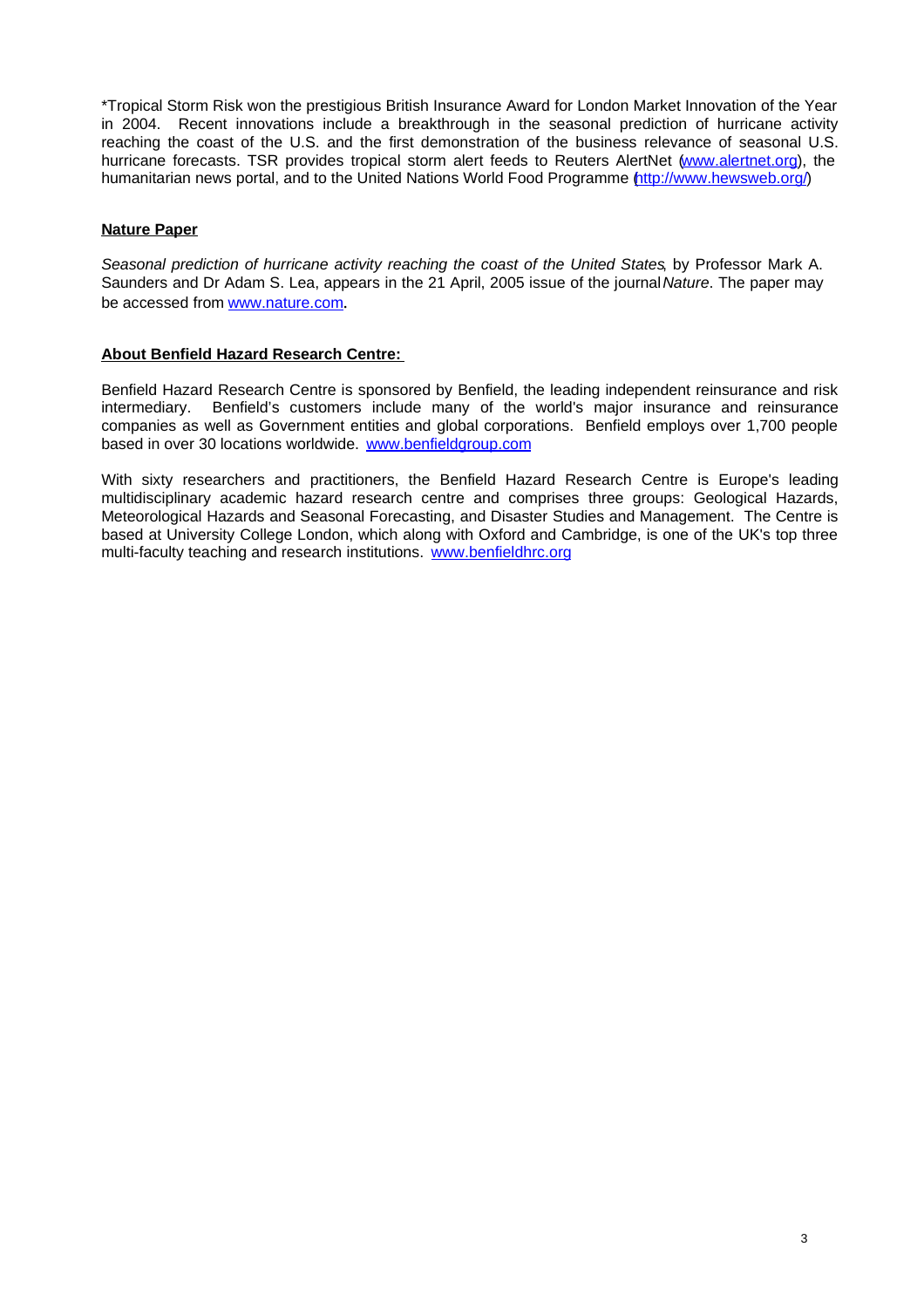*Tropical Storm Risk won the prestigious British Insurance Award for London Market Innovation of the Year in 2004. Recent innovations include a breakthrough in the seasonal prediction of hurricane activity reaching the coast of the U.S. and the first demonstration of the business relevance of seasonal U.S. hurricane forecasts. TSR provides tropical storm alert feeds to Reuters AlertNet (www.alertnet.org), the humanitarian news portal, and to the United Nations World Food Programme (http://www.hewsweb.org/)

**Nature Paper**

*Seasonal prediction of hurricane activity reaching the coast of the United States*, by Professor Mark A. Saunders and Dr Adam S. Lea, appears in the 21 April, 2005 issue of the journal *Nature*. The paper may be accessed from www.nature.com.

**About Benfield Hazard Research Centre:**

Benfield Hazard Research Centre is sponsored by Benfield, the leading independent reinsurance and risk intermediary. Benfield's customers include many of the world's major insurance and reinsurance companies as well as Government entities and global corporations. Benfield employs over 1,700 people based in over 30 locations worldwide. www.benfieldgroup.com

With sixty researchers and practitioners, the Benfield Hazard Research Centre is Europe's leading multidisciplinary academic hazard research centre and comprises three groups: Geological Hazards, Meteorological Hazards and Seasonal Forecasting, and Disaster Studies and Management. The Centre is based at University College London, which along with Oxford and Cambridge, is one of the UK's top three multi-faculty teaching and research institutions. www.benfieldhrc.org